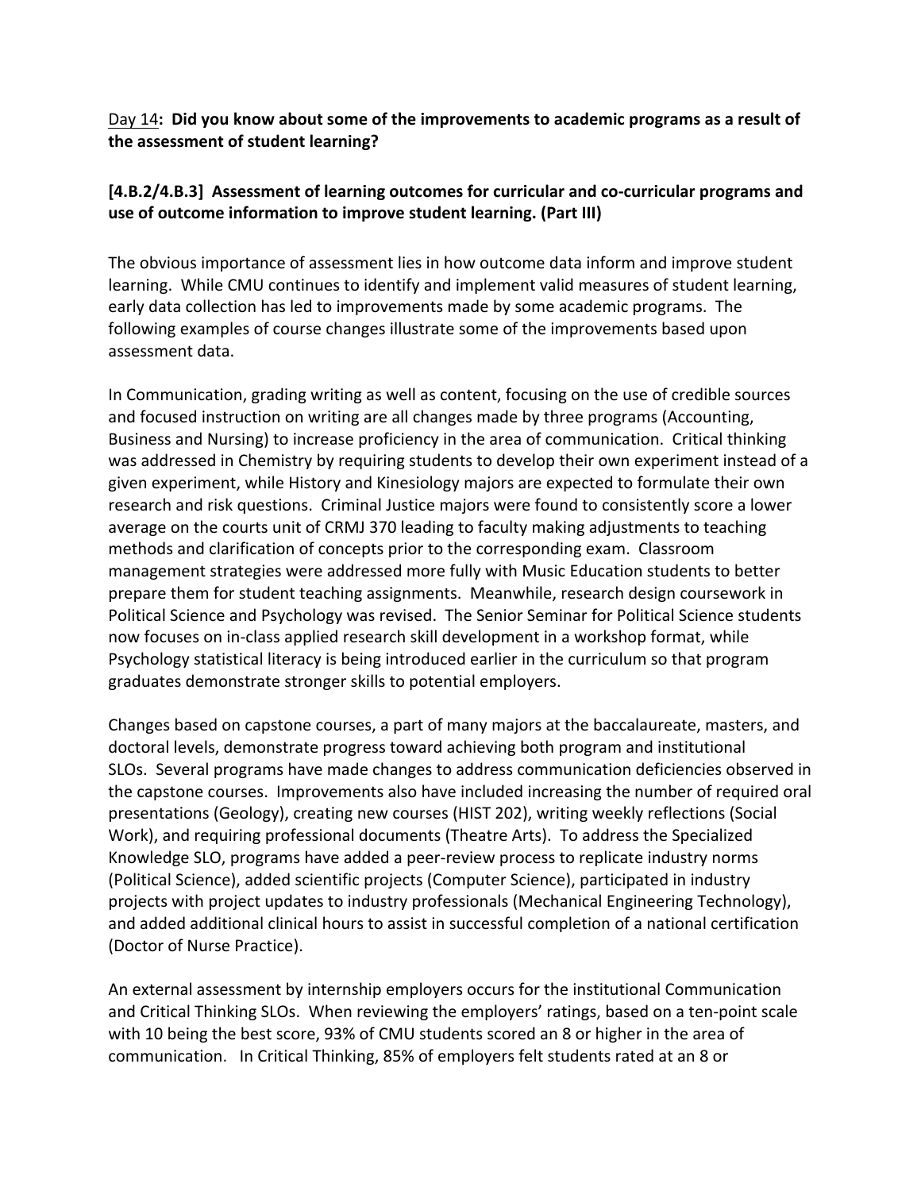Day 14**: Did you know about some of the improvements to academic programs as a result of the assessment of student learning?**

**[4.B.2/4.B.3] Assessment of learning outcomes for curricular and co-curricular programs and use of outcome information to improve student learning. (Part III)**

The obvious importance of assessment lies in how outcome data inform and improve student learning. While CMU continues to identify and implement valid measures of student learning, early data collection has led to improvements made by some academic programs. The following examples of course changes illustrate some of the improvements based upon assessment data.

In Communication, grading writing as well as content, focusing on the use of credible sources and focused instruction on writing are all changes made by three programs (Accounting, Business and Nursing) to increase proficiency in the area of communication. Critical thinking was addressed in Chemistry by requiring students to develop their own experiment instead of a given experiment, while History and Kinesiology majors are expected to formulate their own research and risk questions. Criminal Justice majors were found to consistently score a lower average on the courts unit of CRMJ 370 leading to faculty making adjustments to teaching methods and clarification of concepts prior to the corresponding exam. Classroom management strategies were addressed more fully with Music Education students to better prepare them for student teaching assignments. Meanwhile, research design coursework in Political Science and Psychology was revised. The Senior Seminar for Political Science students now focuses on in-class applied research skill development in a workshop format, while Psychology statistical literacy is being introduced earlier in the curriculum so that program graduates demonstrate stronger skills to potential employers.

Changes based on capstone courses, a part of many majors at the baccalaureate, masters, and doctoral levels, demonstrate progress toward achieving both program and institutional SLOs. Several programs have made changes to address communication deficiencies observed in the capstone courses. Improvements also have included increasing the number of required oral presentations (Geology), creating new courses (HIST 202), writing weekly reflections (Social Work), and requiring professional documents (Theatre Arts). To address the Specialized Knowledge SLO, programs have added a peer-review process to replicate industry norms (Political Science), added scientific projects (Computer Science), participated in industry projects with project updates to industry professionals (Mechanical Engineering Technology), and added additional clinical hours to assist in successful completion of a national certification (Doctor of Nurse Practice).

An external assessment by internship employers occurs for the institutional Communication and Critical Thinking SLOs. When reviewing the employers' ratings, based on a ten-point scale with 10 being the best score, 93% of CMU students scored an 8 or higher in the area of communication. In Critical Thinking, 85% of employers felt students rated at an 8 or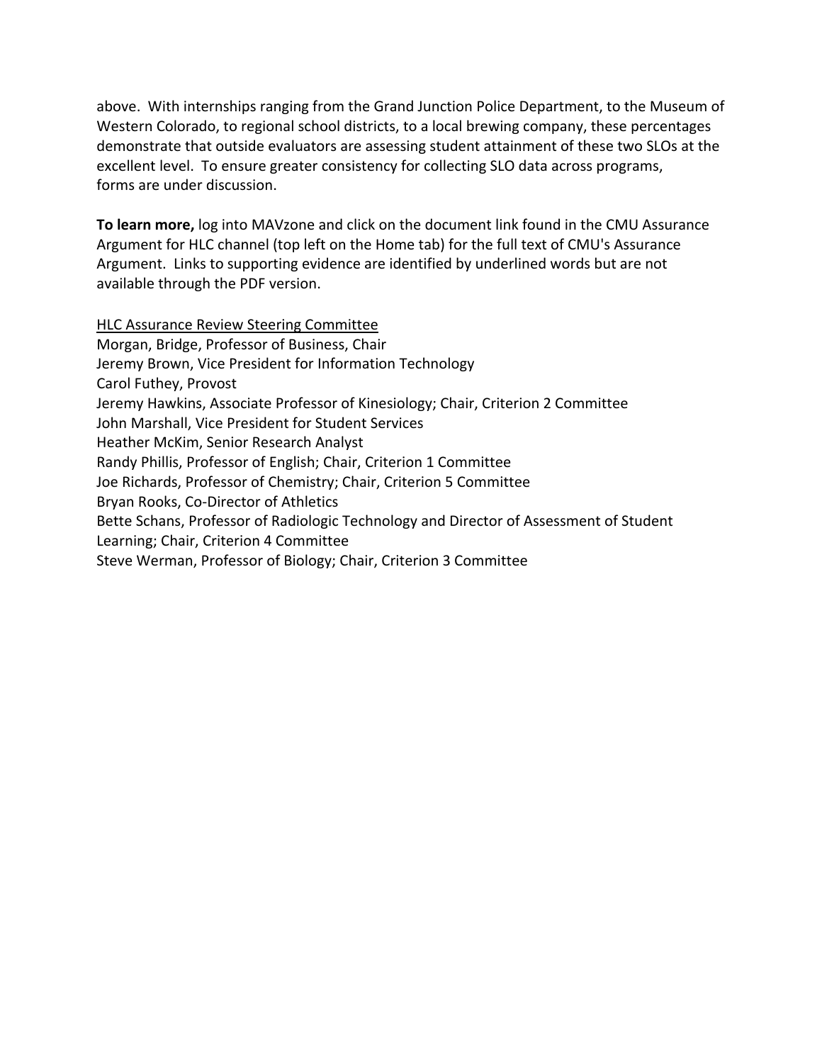above. With internships ranging from the Grand Junction Police Department, to the Museum of Western Colorado, to regional school districts, to a local brewing company, these percentages demonstrate that outside evaluators are assessing student attainment of these two SLOs at the excellent level. To ensure greater consistency for collecting SLO data across programs, forms are under discussion.

**To learn more,** log into MAVzone and click on the document link found in the CMU Assurance Argument for HLC channel (top left on the Home tab) for the full text of CMU's Assurance Argument. Links to supporting evidence are identified by underlined words but are not available through the PDF version.

<u>HLC Assurance Review Steering Committee</u>

Morgan, Bridge, Professor of Business, Chair
Jeremy Brown, Vice President for Information Technology
Carol Futhey, Provost
Jeremy Hawkins, Associate Professor of Kinesiology; Chair, Criterion 2 Committee
John Marshall, Vice President for Student Services
Heather McKim, Senior Research Analyst
Randy Phillis, Professor of English; Chair, Criterion 1 Committee
Joe Richards, Professor of Chemistry; Chair, Criterion 5 Committee
Bryan Rooks, Co-Director of Athletics
Bette Schans, Professor of Radiologic Technology and Director of Assessment of Student Learning; Chair, Criterion 4 Committee
Steve Werman, Professor of Biology; Chair, Criterion 3 Committee